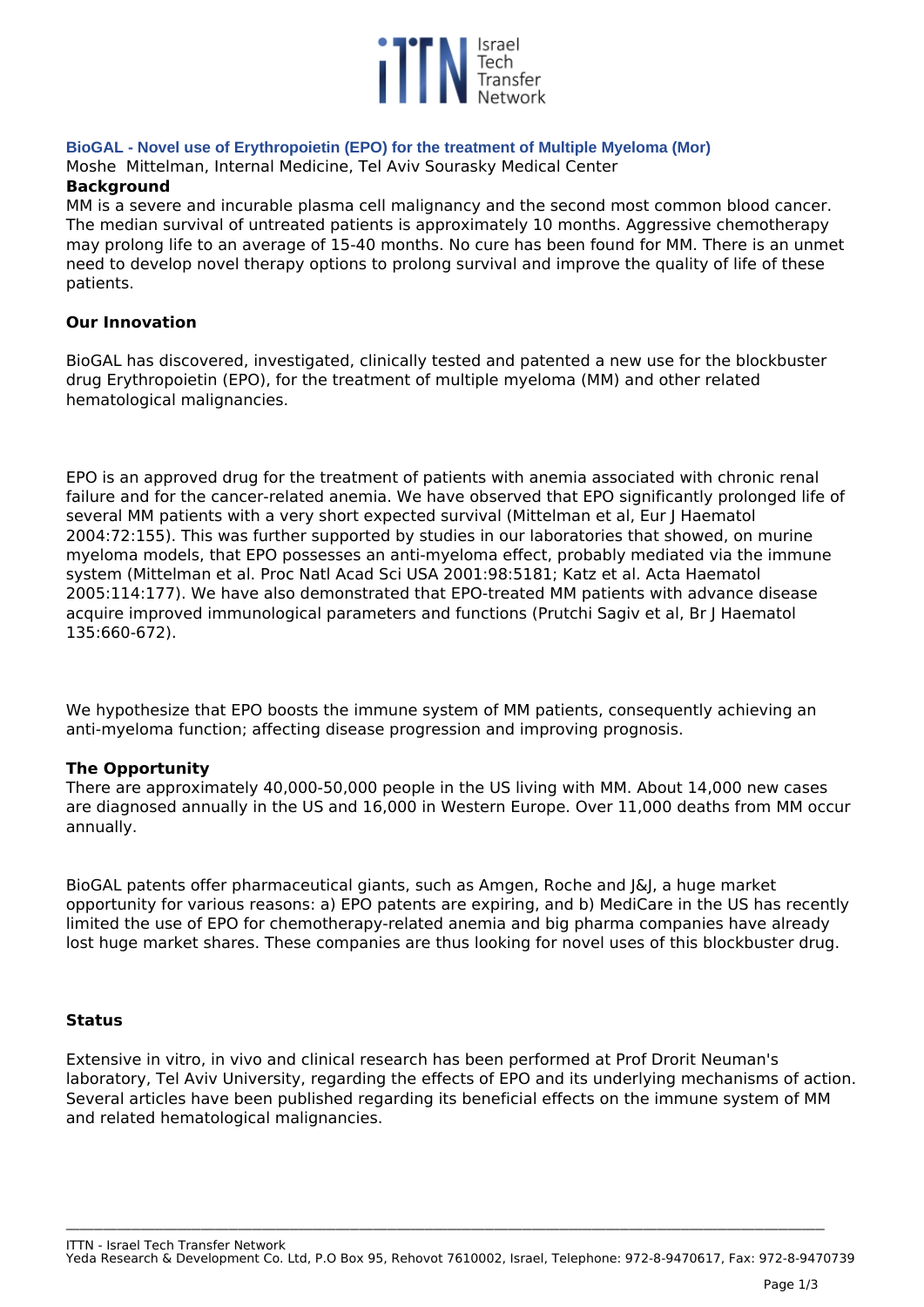## BioGAL - Novel use of Erythropoietin (EPO) for the treatment of Multiple Myeloma (Mor)

Moshe Mittelman, Internal Medicine, Tel Aviv Sourasky Medical Center

### Background

MM is a severe and incurable plasma cell malignancy and the second most common blood cancer. The median survival of untreated patients is approximately 10 months. Aggressive chemotherapy may prolong life to an average of 15-40 months. No cure has been found for MM. There is an unmet need to develop novel therapy options to prolong survival and improve the quality of life of these patients.

### Our Innovation

BioGAL has discovered, investigated, clinically tested and patented a new use for the blockbuster drug Erythropoietin (EPO), for the treatment of multiple myeloma (MM) and other related hematological malignancies.

EPO is an approved drug for the treatment of patients with anemia associated with chronic renal failure and for the cancer-related anemia. We have observed that EPO significantly prolonged life of several MM patients with a very short expected survival (Mittelman et al, Eur J Haematol 2004:72:155). This was further supported by studies in our laboratories that showed, on murine myeloma models, that EPO possesses an anti-myeloma effect, probably mediated via the immune system (Mittelman et al. Proc Natl Acad Sci USA 2001:98:5181; Katz et al. Acta Haematol 2005:114:177). We have also demonstrated that EPO-treated MM patients with advance disease acquire improved immunological parameters and functions (Prutchi Sagiv et al, Br J Haematol 135:660-672).

We hypothesize that EPO boosts the immune system of MM patients, consequently achieving an anti-myeloma function; affecting disease progression and improving prognosis.

### The Opportunity

There are approximately 40,000-50,000 people in the US living with MM. About 14,000 new cases are diagnosed annually in the US and 16,000 in Western Europe. Over 11,000 deaths from MM occur annually.

BioGAL patents offer pharmaceutical giants, such as Amgen, Roche and J&J, a huge market opportunity for various reasons: a) EPO patents are expiring, and b) MediCare in the US has recently limited the use of EPO for chemotherapy-related anemia and big pharma companies have already lost huge market shares. These companies are thus looking for novel uses of this blockbuster drug.

### Status

Extensive in vitro, in vivo and clinical research has been performed at Prof Drorit Neuman's laboratory, Tel Aviv University, regarding the effects of EPO and its underlying mechanisms of action. Several articles have been published regarding its beneficial effects on the immune system of MM and related hematological malignancies.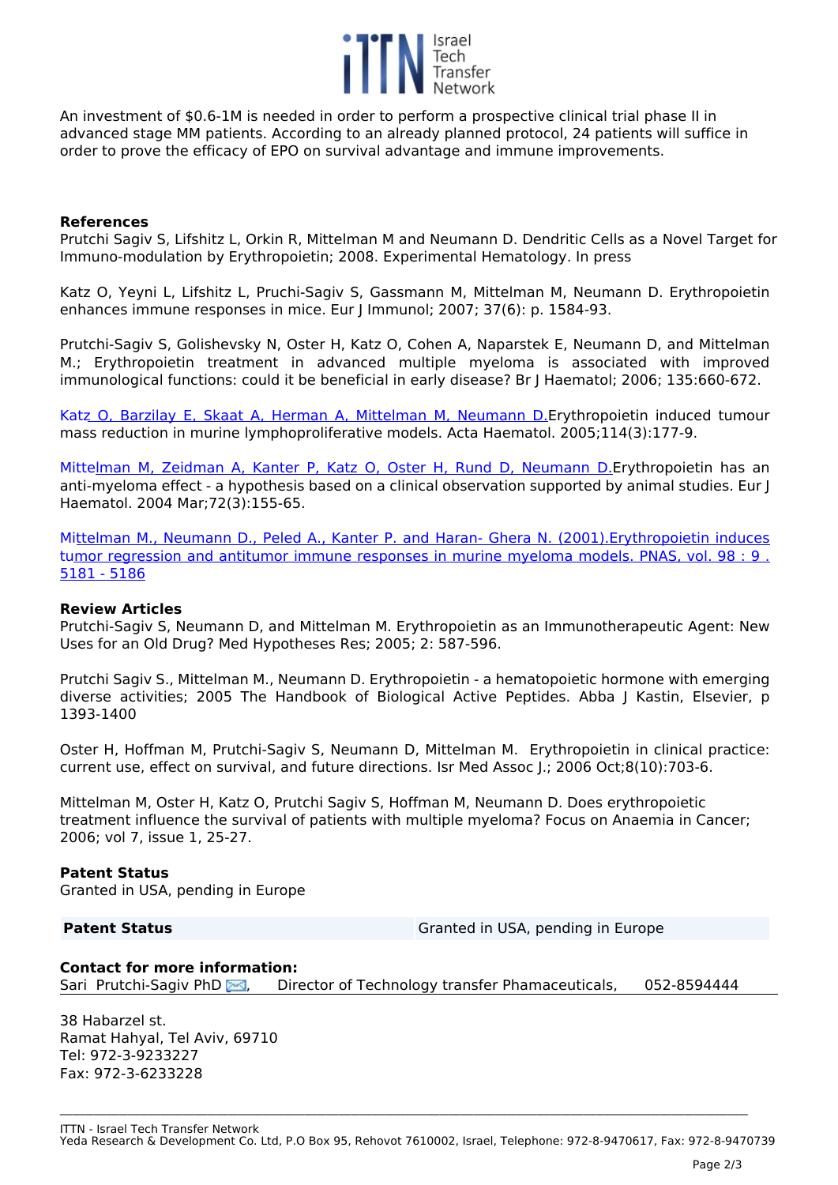An investment of $0.6-1M is needed in order to perform a prospective clinical trial phase II in advanced stage MM patients. According to an already planned protocol, 24 patients will suffice in order to prove the efficacy of EPO on survival advantage and immune improvements.

**References**

Prutchi Sagiv S, Lifshitz L, Orkin R, Mittelman M and Neumann D. Dendritic Cells as a Novel Target for Immuno-modulation by Erythropoietin; 2008. Experimental Hematology. In press

Katz O, Yeyni L, Lifshitz L, Pruchi-Sagiv S, Gassmann M, Mittelman M, Neumann D. Erythropoietin enhances immune responses in mice. Eur J Immunol; 2007; 37(6): p. 1584-93.

Prutchi-Sagiv S, Golishevsky N, Oster H, Katz O, Cohen A, Naparstek E, Neumann D, and Mittelman M.; Erythropoietin treatment in advanced multiple myeloma is associated with improved immunological functions: could it be beneficial in early disease? Br J Haematol; 2006; 135:660-672.

Katz O, Barzilay E, Skaat A, Herman A, Mittelman M, Neumann D.Erythropoietin induced tumour mass reduction in murine lymphoproliferative models. Acta Haematol. 2005;114(3):177-9.

Mittelman M, Zeidman A, Kanter P, Katz O, Oster H, Rund D, Neumann D.Erythropoietin has an anti-myeloma effect - a hypothesis based on a clinical observation supported by animal studies. Eur J Haematol. 2004 Mar;72(3):155-65.

Mittelman M., Neumann D., Peled A., Kanter P. and Haran- Ghera N. (2001).Erythropoietin induces tumor regression and antitumor immune responses in murine myeloma models. PNAS, vol. 98 : 9 . 5181 - 5186

**Review Articles**

Prutchi-Sagiv S, Neumann D, and Mittelman M. Erythropoietin as an Immunotherapeutic Agent: New Uses for an Old Drug? Med Hypotheses Res; 2005; 2: 587-596.

Prutchi Sagiv S., Mittelman M., Neumann D. Erythropoietin - a hematopoietic hormone with emerging diverse activities; 2005 The Handbook of Biological Active Peptides. Abba J Kastin, Elsevier, p 1393-1400

Oster H, Hoffman M, Prutchi-Sagiv S, Neumann D, Mittelman M. Erythropoietin in clinical practice: current use, effect on survival, and future directions. Isr Med Assoc J.; 2006 Oct;8(10):703-6.

Mittelman M, Oster H, Katz O, Prutchi Sagiv S, Hoffman M, Neumann D. Does erythropoietic treatment influence the survival of patients with multiple myeloma? Focus on Anaemia in Cancer; 2006; vol 7, issue 1, 25-27.

**Patent Status**

Granted in USA, pending in Europe

| **Patent Status** | Granted in USA, pending in Europe |
|---|---|

**Contact for more information:**

Sari Prutchi-Sagiv PhD, Director of Technology transfer Phamaceuticals, 052-8594444

38 Habarzel st.
Ramat Hahyal, Tel Aviv, 69710
Tel: 972-3-9233227
Fax: 972-3-6233228